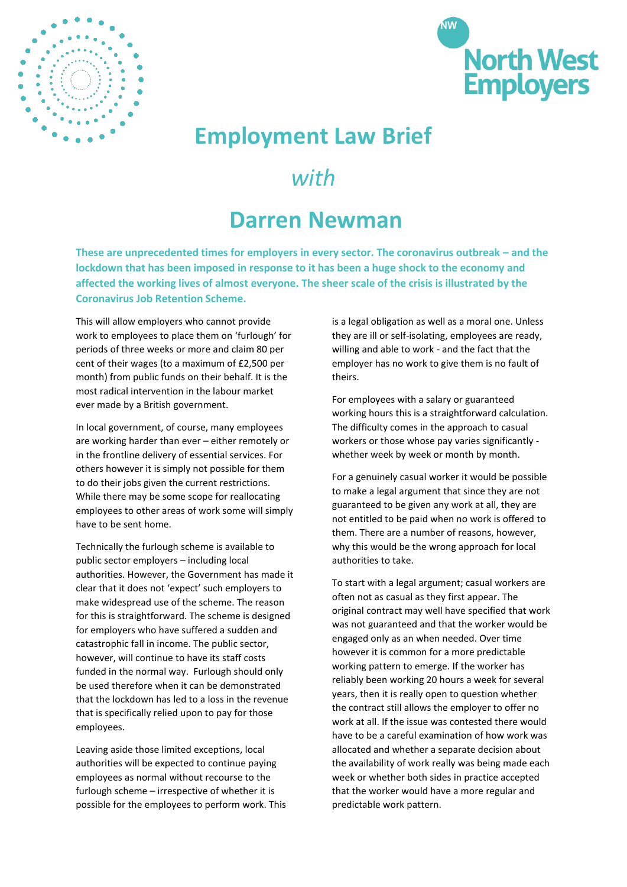# Employment Law Brief

## *with*

# Darren Newman

**These are unprecedented times for employers in every sector. The coronavirus outbreak – and the lockdown that has been imposed in response to it has been a huge shock to the economy and affected the working lives of almost everyone. The sheer scale of the crisis is illustrated by the Coronavirus Job Retention Scheme.**

This will allow employers who cannot provide work to employees to place them on 'furlough' for periods of three weeks or more and claim 80 per cent of their wages (to a maximum of £2,500 per month) from public funds on their behalf. It is the most radical intervention in the labour market ever made by a British government.

In local government, of course, many employees are working harder than ever – either remotely or in the frontline delivery of essential services. For others however it is simply not possible for them to do their jobs given the current restrictions. While there may be some scope for reallocating employees to other areas of work some will simply have to be sent home.

Technically the furlough scheme is available to public sector employers – including local authorities. However, the Government has made it clear that it does not 'expect' such employers to make widespread use of the scheme. The reason for this is straightforward. The scheme is designed for employers who have suffered a sudden and catastrophic fall in income. The public sector, however, will continue to have its staff costs funded in the normal way. Furlough should only be used therefore when it can be demonstrated that the lockdown has led to a loss in the revenue that is specifically relied upon to pay for those employees.

Leaving aside those limited exceptions, local authorities will be expected to continue paying employees as normal without recourse to the furlough scheme – irrespective of whether it is possible for the employees to perform work. This is a legal obligation as well as a moral one. Unless they are ill or self-isolating, employees are ready, willing and able to work - and the fact that the employer has no work to give them is no fault of theirs.

For employees with a salary or guaranteed working hours this is a straightforward calculation. The difficulty comes in the approach to casual workers or those whose pay varies significantly - whether week by week or month by month.

For a genuinely casual worker it would be possible to make a legal argument that since they are not guaranteed to be given any work at all, they are not entitled to be paid when no work is offered to them. There are a number of reasons, however, why this would be the wrong approach for local authorities to take.

To start with a legal argument; casual workers are often not as casual as they first appear. The original contract may well have specified that work was not guaranteed and that the worker would be engaged only as an when needed. Over time however it is common for a more predictable working pattern to emerge. If the worker has reliably been working 20 hours a week for several years, then it is really open to question whether the contract still allows the employer to offer no work at all. If the issue was contested there would have to be a careful examination of how work was allocated and whether a separate decision about the availability of work really was being made each week or whether both sides in practice accepted that the worker would have a more regular and predictable work pattern.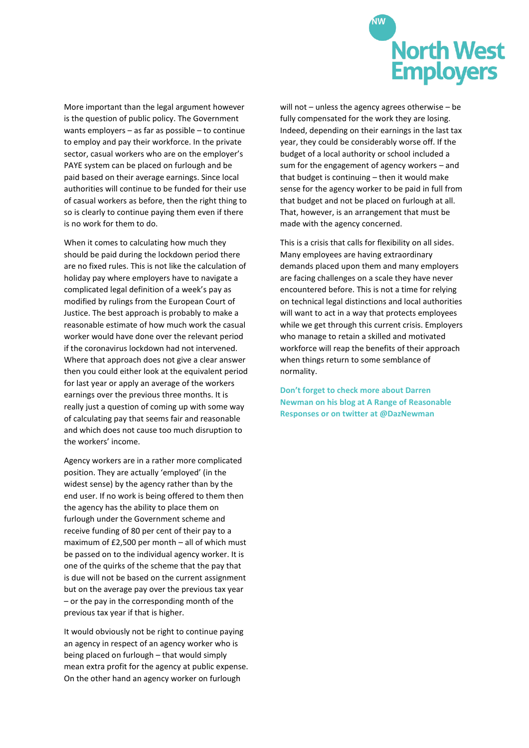More important than the legal argument however is the question of public policy. The Government wants employers – as far as possible – to continue to employ and pay their workforce. In the private sector, casual workers who are on the employer's PAYE system can be placed on furlough and be paid based on their average earnings. Since local authorities will continue to be funded for their use of casual workers as before, then the right thing to so is clearly to continue paying them even if there is no work for them to do.

When it comes to calculating how much they should be paid during the lockdown period there are no fixed rules. This is not like the calculation of holiday pay where employers have to navigate a complicated legal definition of a week's pay as modified by rulings from the European Court of Justice. The best approach is probably to make a reasonable estimate of how much work the casual worker would have done over the relevant period if the coronavirus lockdown had not intervened. Where that approach does not give a clear answer then you could either look at the equivalent period for last year or apply an average of the workers earnings over the previous three months. It is really just a question of coming up with some way of calculating pay that seems fair and reasonable and which does not cause too much disruption to the workers' income.

Agency workers are in a rather more complicated position. They are actually 'employed' (in the widest sense) by the agency rather than by the end user. If no work is being offered to them then the agency has the ability to place them on furlough under the Government scheme and receive funding of 80 per cent of their pay to a maximum of £2,500 per month – all of which must be passed on to the individual agency worker. It is one of the quirks of the scheme that the pay that is due will not be based on the current assignment but on the average pay over the previous tax year – or the pay in the corresponding month of the previous tax year if that is higher.

It would obviously not be right to continue paying an agency in respect of an agency worker who is being placed on furlough – that would simply mean extra profit for the agency at public expense. On the other hand an agency worker on furlough will not – unless the agency agrees otherwise – be fully compensated for the work they are losing. Indeed, depending on their earnings in the last tax year, they could be considerably worse off. If the budget of a local authority or school included a sum for the engagement of agency workers – and that budget is continuing – then it would make sense for the agency worker to be paid in full from that budget and not be placed on furlough at all. That, however, is an arrangement that must be made with the agency concerned.

This is a crisis that calls for flexibility on all sides. Many employees are having extraordinary demands placed upon them and many employers are facing challenges on a scale they have never encountered before. This is not a time for relying on technical legal distinctions and local authorities will want to act in a way that protects employees while we get through this current crisis. Employers who manage to retain a skilled and motivated workforce will reap the benefits of their approach when things return to some semblance of normality.

**Don't forget to check more about Darren Newman on his blog at A Range of Reasonable Responses or on twitter at @DazNewman**